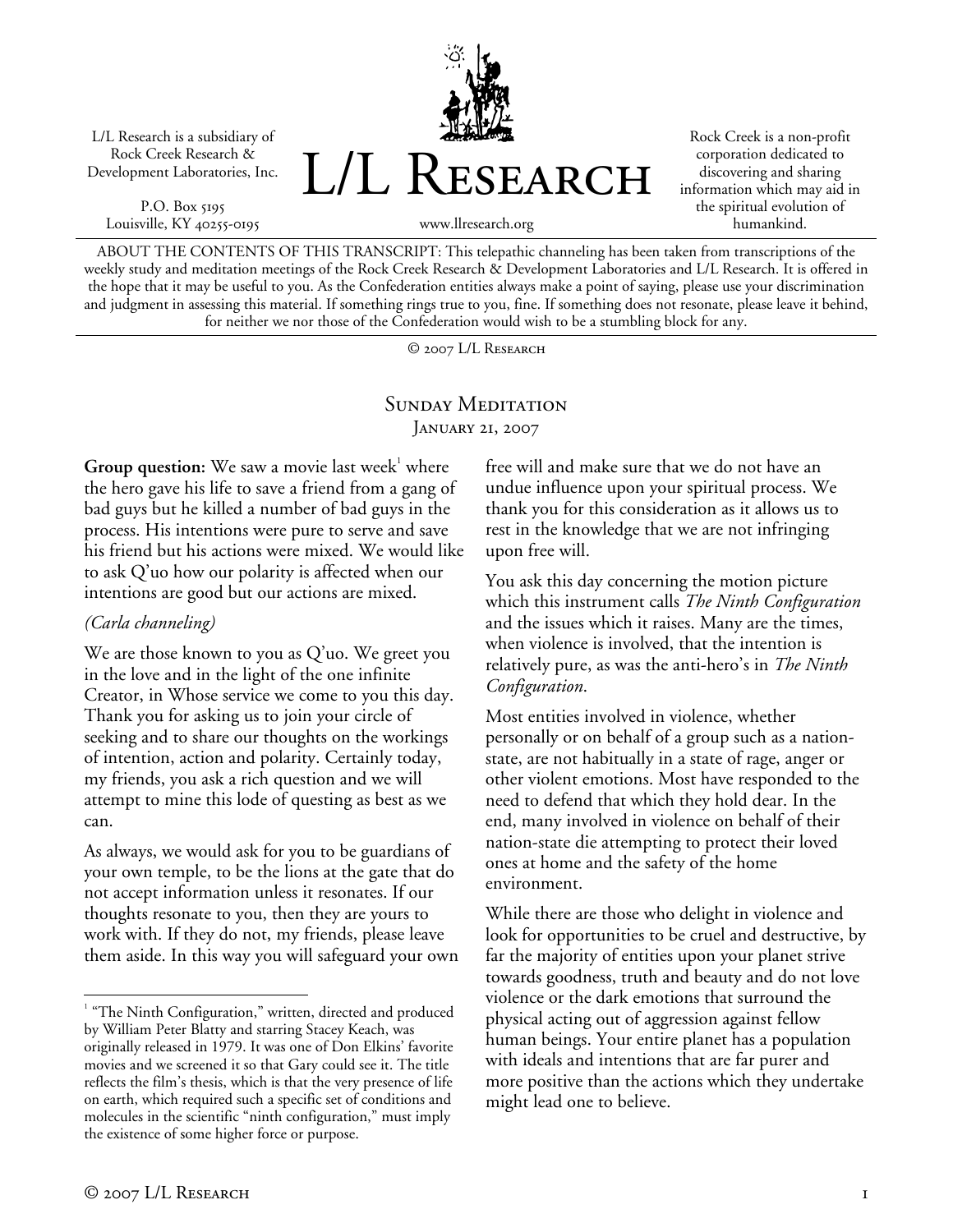L/L Research is a subsidiary of Rock Creek Research & Development Laboratories, Inc.

P.O. Box 5195
Louisville, KY 40255-0195

# L/L Research

www.llresearch.org

Rock Creek is a non-profit corporation dedicated to discovering and sharing information which may aid in the spiritual evolution of humankind.

ABOUT THE CONTENTS OF THIS TRANSCRIPT: This telepathic channeling has been taken from transcriptions of the weekly study and meditation meetings of the Rock Creek Research & Development Laboratories and L/L Research. It is offered in the hope that it may be useful to you. As the Confederation entities always make a point of saying, please use your discrimination and judgment in assessing this material. If something rings true to you, fine. If something does not resonate, please leave it behind, for neither we nor those of the Confederation would wish to be a stumbling block for any.

© 2007 L/L Research

## Sunday Meditation
### January 21, 2007

**Group question:** We saw a movie last week[1] where the hero gave his life to save a friend from a gang of bad guys but he killed a number of bad guys in the process. His intentions were pure to serve and save his friend but his actions were mixed. We would like to ask Q'uo how our polarity is affected when our intentions are good but our actions are mixed.

*(Carla channeling)*

We are those known to you as Q'uo. We greet you in the love and in the light of the one infinite Creator, in Whose service we come to you this day. Thank you for asking us to join your circle of seeking and to share our thoughts on the workings of intention, action and polarity. Certainly today, my friends, you ask a rich question and we will attempt to mine this lode of questing as best as we can.

As always, we would ask for you to be guardians of your own temple, to be the lions at the gate that do not accept information unless it resonates. If our thoughts resonate to you, then they are yours to work with. If they do not, my friends, please leave them aside. In this way you will safeguard your own free will and make sure that we do not have an undue influence upon your spiritual process. We thank you for this consideration as it allows us to rest in the knowledge that we are not infringing upon free will.

You ask this day concerning the motion picture which this instrument calls *The Ninth Configuration* and the issues which it raises. Many are the times, when violence is involved, that the intention is relatively pure, as was the anti-hero's in *The Ninth Configuration*.

Most entities involved in violence, whether personally or on behalf of a group such as a nation-state, are not habitually in a state of rage, anger or other violent emotions. Most have responded to the need to defend that which they hold dear. In the end, many involved in violence on behalf of their nation-state die attempting to protect their loved ones at home and the safety of the home environment.

While there are those who delight in violence and look for opportunities to be cruel and destructive, by far the majority of entities upon your planet strive towards goodness, truth and beauty and do not love violence or the dark emotions that surround the physical acting out of aggression against fellow human beings. Your entire planet has a population with ideals and intentions that are far purer and more positive than the actions which they undertake might lead one to believe.

[1] "The Ninth Configuration," written, directed and produced by William Peter Blatty and starring Stacey Keach, was originally released in 1979. It was one of Don Elkins' favorite movies and we screened it so that Gary could see it. The title reflects the film's thesis, which is that the very presence of life on earth, which required such a specific set of conditions and molecules in the scientific "ninth configuration," must imply the existence of some higher force or purpose.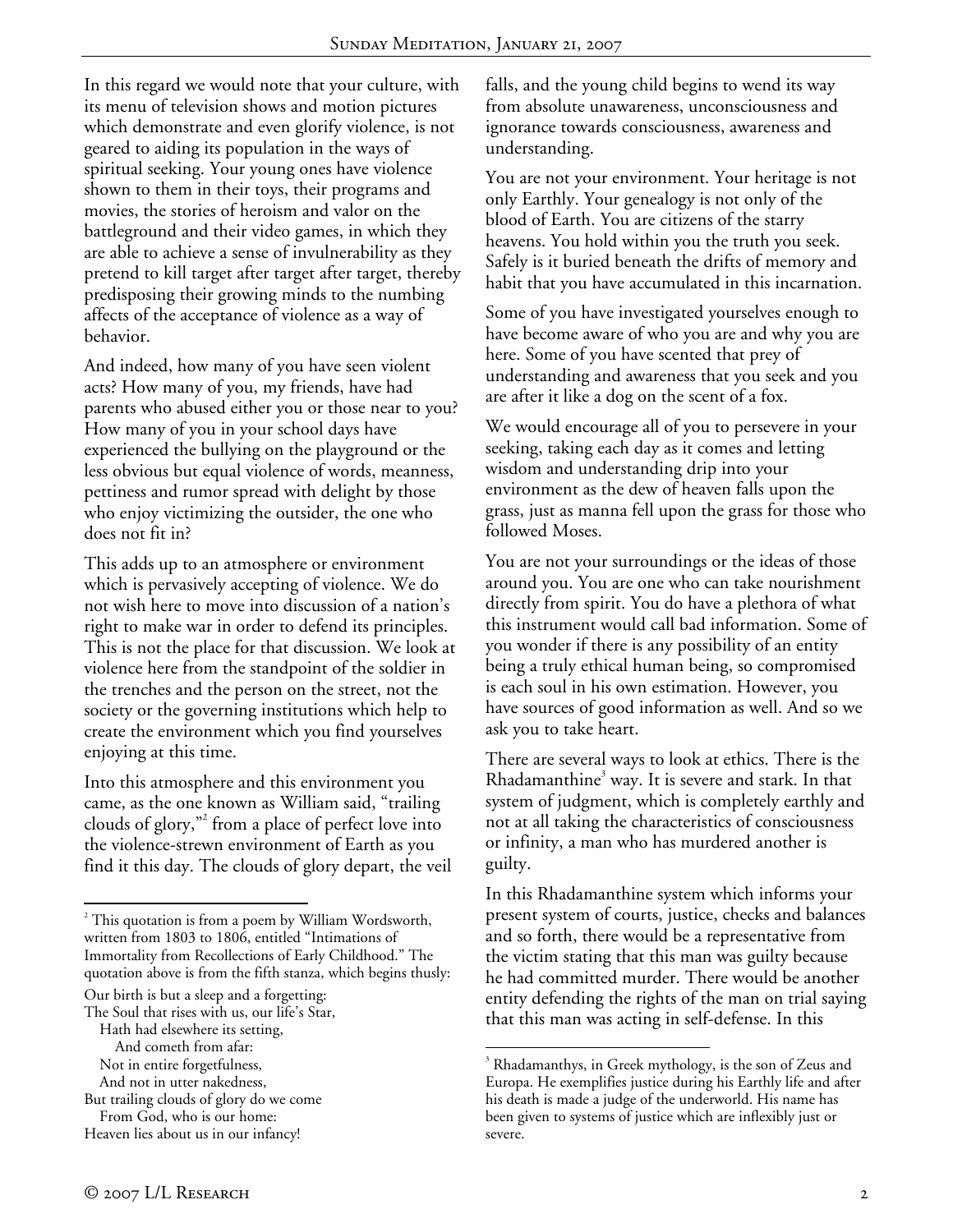In this regard we would note that your culture, with its menu of television shows and motion pictures which demonstrate and even glorify violence, is not geared to aiding its population in the ways of spiritual seeking. Your young ones have violence shown to them in their toys, their programs and movies, the stories of heroism and valor on the battleground and their video games, in which they are able to achieve a sense of invulnerability as they pretend to kill target after target after target, thereby predisposing their growing minds to the numbing affects of the acceptance of violence as a way of behavior.

And indeed, how many of you have seen violent acts? How many of you, my friends, have had parents who abused either you or those near to you? How many of you in your school days have experienced the bullying on the playground or the less obvious but equal violence of words, meanness, pettiness and rumor spread with delight by those who enjoy victimizing the outsider, the one who does not fit in?

This adds up to an atmosphere or environment which is pervasively accepting of violence. We do not wish here to move into discussion of a nation's right to make war in order to defend its principles. This is not the place for that discussion. We look at violence here from the standpoint of the soldier in the trenches and the person on the street, not the society or the governing institutions which help to create the environment which you find yourselves enjoying at this time.

Into this atmosphere and this environment you came, as the one known as William said, "trailing clouds of glory,"[2] from a place of perfect love into the violence-strewn environment of Earth as you find it this day. The clouds of glory depart, the veil falls, and the young child begins to wend its way from absolute unawareness, unconsciousness and ignorance towards consciousness, awareness and understanding.

You are not your environment. Your heritage is not only Earthly. Your genealogy is not only of the blood of Earth. You are citizens of the starry heavens. You hold within you the truth you seek. Safely is it buried beneath the drifts of memory and habit that you have accumulated in this incarnation.

Some of you have investigated yourselves enough to have become aware of who you are and why you are here. Some of you have scented that prey of understanding and awareness that you seek and you are after it like a dog on the scent of a fox.

We would encourage all of you to persevere in your seeking, taking each day as it comes and letting wisdom and understanding drip into your environment as the dew of heaven falls upon the grass, just as manna fell upon the grass for those who followed Moses.

You are not your surroundings or the ideas of those around you. You are one who can take nourishment directly from spirit. You do have a plethora of what this instrument would call bad information. Some of you wonder if there is any possibility of an entity being a truly ethical human being, so compromised is each soul in his own estimation. However, you have sources of good information as well. And so we ask you to take heart.

There are several ways to look at ethics. There is the Rhadamanthine[3] way. It is severe and stark. In that system of judgment, which is completely earthly and not at all taking the characteristics of consciousness or infinity, a man who has murdered another is guilty.

In this Rhadamanthine system which informs your present system of courts, justice, checks and balances and so forth, there would be a representative from the victim stating that this man was guilty because he had committed murder. There would be another entity defending the rights of the man on trial saying that this man was acting in self-defense. In this

---

[2] This quotation is from a poem by William Wordsworth, written from 1803 to 1806, entitled "Intimations of Immortality from Recollections of Early Childhood." The quotation above is from the fifth stanza, which begins thusly:

Our birth is but a sleep and a forgetting:
The Soul that rises with us, our life's Star,
Hath had elsewhere its setting,
And cometh from afar:
Not in entire forgetfulness,
And not in utter nakedness,
But trailing clouds of glory do we come
From God, who is our home:
Heaven lies about us in our infancy!

[3] Rhadamanthys, in Greek mythology, is the son of Zeus and Europa. He exemplifies justice during his Earthly life and after his death is made a judge of the underworld. His name has been given to systems of justice which are inflexibly just or severe.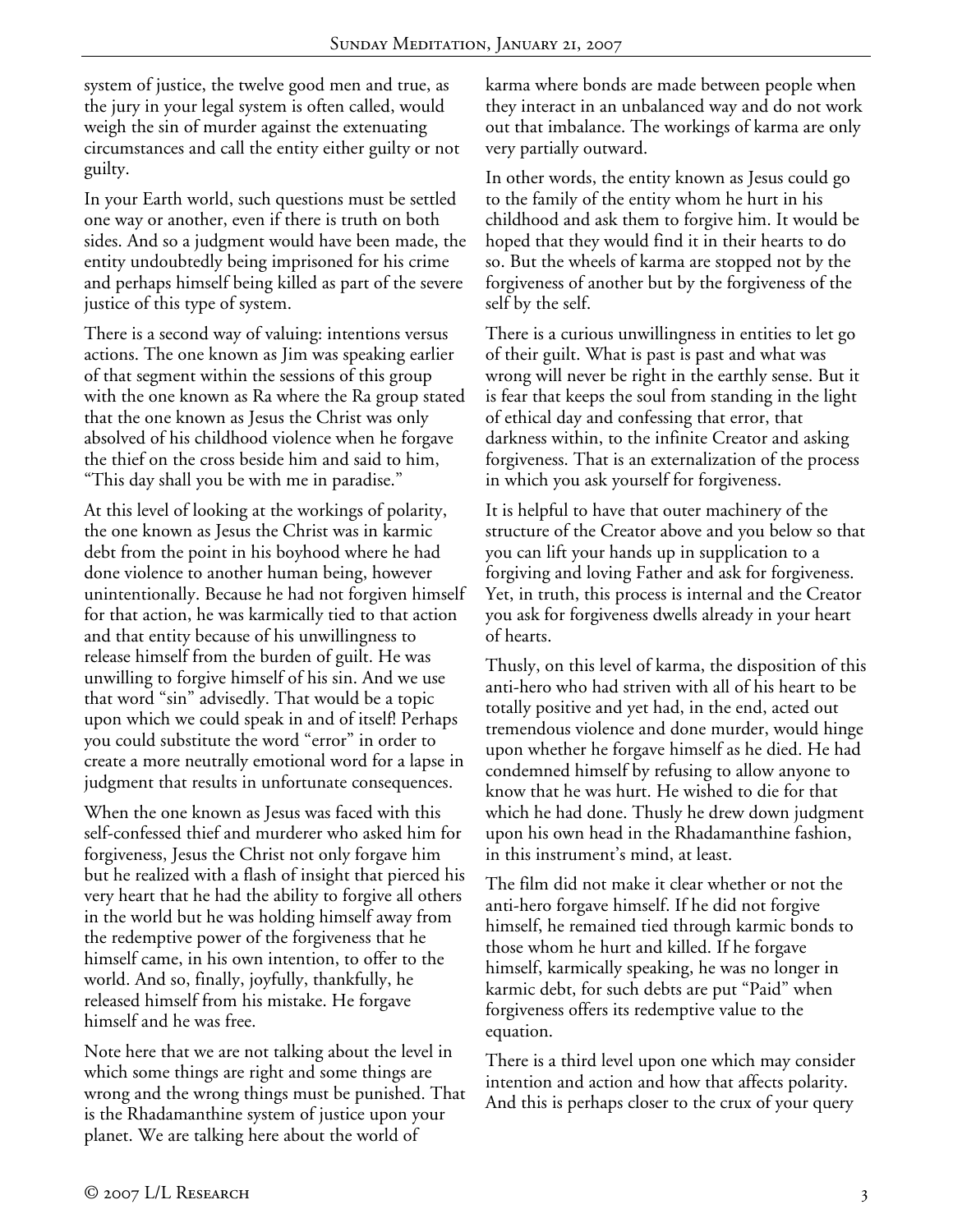system of justice, the twelve good men and true, as the jury in your legal system is often called, would weigh the sin of murder against the extenuating circumstances and call the entity either guilty or not guilty.

In your Earth world, such questions must be settled one way or another, even if there is truth on both sides. And so a judgment would have been made, the entity undoubtedly being imprisoned for his crime and perhaps himself being killed as part of the severe justice of this type of system.

There is a second way of valuing: intentions versus actions. The one known as Jim was speaking earlier of that segment within the sessions of this group with the one known as Ra where the Ra group stated that the one known as Jesus the Christ was only absolved of his childhood violence when he forgave the thief on the cross beside him and said to him, "This day shall you be with me in paradise."

At this level of looking at the workings of polarity, the one known as Jesus the Christ was in karmic debt from the point in his boyhood where he had done violence to another human being, however unintentionally. Because he had not forgiven himself for that action, he was karmically tied to that action and that entity because of his unwillingness to release himself from the burden of guilt. He was unwilling to forgive himself of his sin. And we use that word "sin" advisedly. That would be a topic upon which we could speak in and of itself! Perhaps you could substitute the word "error" in order to create a more neutrally emotional word for a lapse in judgment that results in unfortunate consequences.

When the one known as Jesus was faced with this self-confessed thief and murderer who asked him for forgiveness, Jesus the Christ not only forgave him but he realized with a flash of insight that pierced his very heart that he had the ability to forgive all others in the world but he was holding himself away from the redemptive power of the forgiveness that he himself came, in his own intention, to offer to the world. And so, finally, joyfully, thankfully, he released himself from his mistake. He forgave himself and he was free.

Note here that we are not talking about the level in which some things are right and some things are wrong and the wrong things must be punished. That is the Rhadamanthine system of justice upon your planet. We are talking here about the world of karma where bonds are made between people when they interact in an unbalanced way and do not work out that imbalance. The workings of karma are only very partially outward.

In other words, the entity known as Jesus could go to the family of the entity whom he hurt in his childhood and ask them to forgive him. It would be hoped that they would find it in their hearts to do so. But the wheels of karma are stopped not by the forgiveness of another but by the forgiveness of the self by the self.

There is a curious unwillingness in entities to let go of their guilt. What is past is past and what was wrong will never be right in the earthly sense. But it is fear that keeps the soul from standing in the light of ethical day and confessing that error, that darkness within, to the infinite Creator and asking forgiveness. That is an externalization of the process in which you ask yourself for forgiveness.

It is helpful to have that outer machinery of the structure of the Creator above and you below so that you can lift your hands up in supplication to a forgiving and loving Father and ask for forgiveness. Yet, in truth, this process is internal and the Creator you ask for forgiveness dwells already in your heart of hearts.

Thusly, on this level of karma, the disposition of this anti-hero who had striven with all of his heart to be totally positive and yet had, in the end, acted out tremendous violence and done murder, would hinge upon whether he forgave himself as he died. He had condemned himself by refusing to allow anyone to know that he was hurt. He wished to die for that which he had done. Thusly he drew down judgment upon his own head in the Rhadamanthine fashion, in this instrument's mind, at least.

The film did not make it clear whether or not the anti-hero forgave himself. If he did not forgive himself, he remained tied through karmic bonds to those whom he hurt and killed. If he forgave himself, karmically speaking, he was no longer in karmic debt, for such debts are put "Paid" when forgiveness offers its redemptive value to the equation.

There is a third level upon one which may consider intention and action and how that affects polarity. And this is perhaps closer to the crux of your query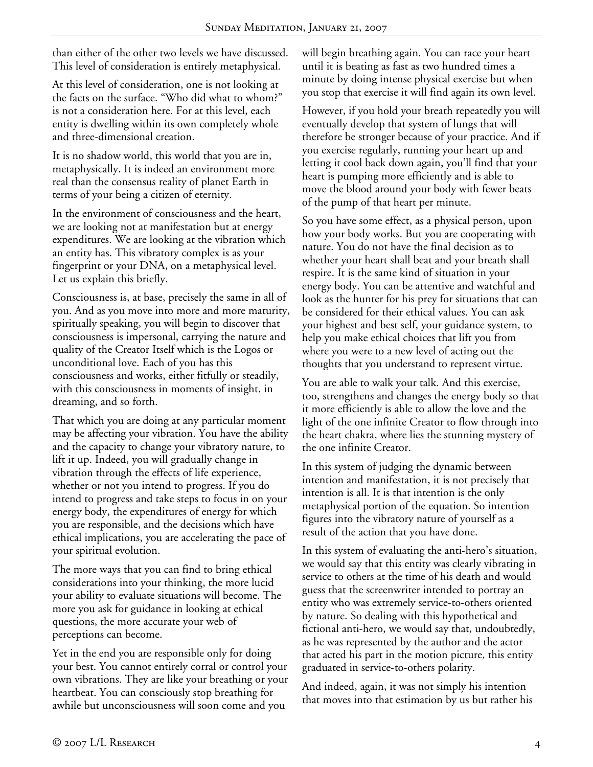than either of the other two levels we have discussed. This level of consideration is entirely metaphysical.

At this level of consideration, one is not looking at the facts on the surface. "Who did what to whom?" is not a consideration here. For at this level, each entity is dwelling within its own completely whole and three-dimensional creation.

It is no shadow world, this world that you are in, metaphysically. It is indeed an environment more real than the consensus reality of planet Earth in terms of your being a citizen of eternity.

In the environment of consciousness and the heart, we are looking not at manifestation but at energy expenditures. We are looking at the vibration which an entity has. This vibratory complex is as your fingerprint or your DNA, on a metaphysical level. Let us explain this briefly.

Consciousness is, at base, precisely the same in all of you. And as you move into more and more maturity, spiritually speaking, you will begin to discover that consciousness is impersonal, carrying the nature and quality of the Creator Itself which is the Logos or unconditional love. Each of you has this consciousness and works, either fitfully or steadily, with this consciousness in moments of insight, in dreaming, and so forth.

That which you are doing at any particular moment may be affecting your vibration. You have the ability and the capacity to change your vibratory nature, to lift it up. Indeed, you will gradually change in vibration through the effects of life experience, whether or not you intend to progress. If you do intend to progress and take steps to focus in on your energy body, the expenditures of energy for which you are responsible, and the decisions which have ethical implications, you are accelerating the pace of your spiritual evolution.

The more ways that you can find to bring ethical considerations into your thinking, the more lucid your ability to evaluate situations will become. The more you ask for guidance in looking at ethical questions, the more accurate your web of perceptions can become.

Yet in the end you are responsible only for doing your best. You cannot entirely corral or control your own vibrations. They are like your breathing or your heartbeat. You can consciously stop breathing for awhile but unconsciousness will soon come and you will begin breathing again. You can race your heart until it is beating as fast as two hundred times a minute by doing intense physical exercise but when you stop that exercise it will find again its own level.

However, if you hold your breath repeatedly you will eventually develop that system of lungs that will therefore be stronger because of your practice. And if you exercise regularly, running your heart up and letting it cool back down again, you'll find that your heart is pumping more efficiently and is able to move the blood around your body with fewer beats of the pump of that heart per minute.

So you have some effect, as a physical person, upon how your body works. But you are cooperating with nature. You do not have the final decision as to whether your heart shall beat and your breath shall respire. It is the same kind of situation in your energy body. You can be attentive and watchful and look as the hunter for his prey for situations that can be considered for their ethical values. You can ask your highest and best self, your guidance system, to help you make ethical choices that lift you from where you were to a new level of acting out the thoughts that you understand to represent virtue.

You are able to walk your talk. And this exercise, too, strengthens and changes the energy body so that it more efficiently is able to allow the love and the light of the one infinite Creator to flow through into the heart chakra, where lies the stunning mystery of the one infinite Creator.

In this system of judging the dynamic between intention and manifestation, it is not precisely that intention is all. It is that intention is the only metaphysical portion of the equation. So intention figures into the vibratory nature of yourself as a result of the action that you have done.

In this system of evaluating the anti-hero's situation, we would say that this entity was clearly vibrating in service to others at the time of his death and would guess that the screenwriter intended to portray an entity who was extremely service-to-others oriented by nature. So dealing with this hypothetical and fictional anti-hero, we would say that, undoubtedly, as he was represented by the author and the actor that acted his part in the motion picture, this entity graduated in service-to-others polarity.

And indeed, again, it was not simply his intention that moves into that estimation by us but rather his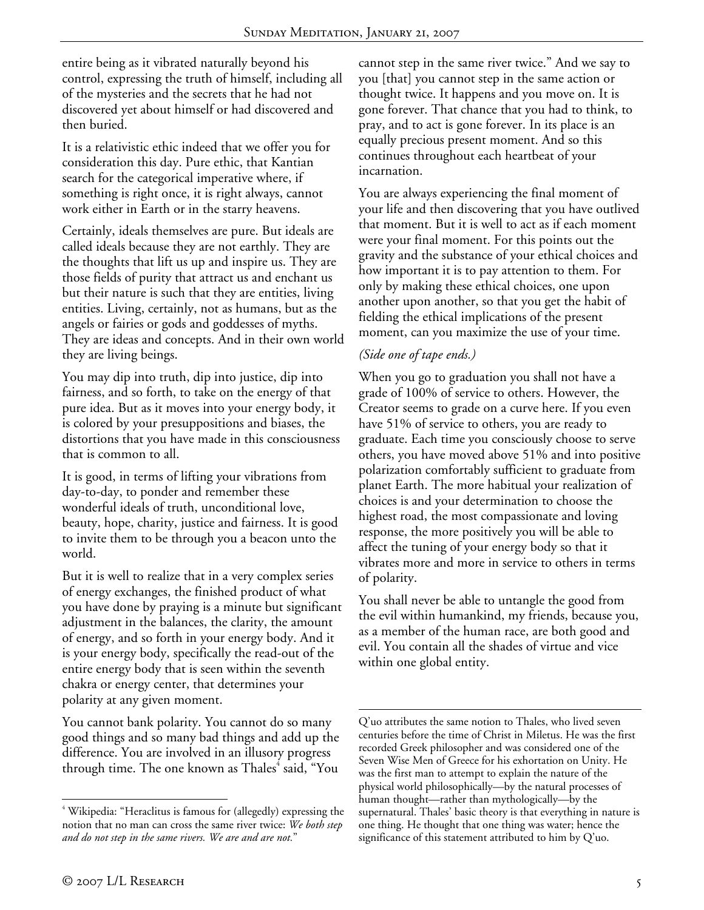entire being as it vibrated naturally beyond his control, expressing the truth of himself, including all of the mysteries and the secrets that he had not discovered yet about himself or had discovered and then buried.

It is a relativistic ethic indeed that we offer you for consideration this day. Pure ethic, that Kantian search for the categorical imperative where, if something is right once, it is right always, cannot work either in Earth or in the starry heavens.

Certainly, ideals themselves are pure. But ideals are called ideals because they are not earthly. They are the thoughts that lift us up and inspire us. They are those fields of purity that attract us and enchant us but their nature is such that they are entities, living entities. Living, certainly, not as humans, but as the angels or fairies or gods and goddesses of myths. They are ideas and concepts. And in their own world they are living beings.

You may dip into truth, dip into justice, dip into fairness, and so forth, to take on the energy of that pure idea. But as it moves into your energy body, it is colored by your presuppositions and biases, the distortions that you have made in this consciousness that is common to all.

It is good, in terms of lifting your vibrations from day-to-day, to ponder and remember these wonderful ideals of truth, unconditional love, beauty, hope, charity, justice and fairness. It is good to invite them to be through you a beacon unto the world.

But it is well to realize that in a very complex series of energy exchanges, the finished product of what you have done by praying is a minute but significant adjustment in the balances, the clarity, the amount of energy, and so forth in your energy body. And it is your energy body, specifically the read-out of the entire energy body that is seen within the seventh chakra or energy center, that determines your polarity at any given moment.

You cannot bank polarity. You cannot do so many good things and so many bad things and add up the difference. You are involved in an illusory progress through time. The one known as Thales[4] said, "You cannot step in the same river twice." And we say to you [that] you cannot step in the same action or thought twice. It happens and you move on. It is gone forever. That chance that you had to think, to pray, and to act is gone forever. In its place is an equally precious present moment. And so this continues throughout each heartbeat of your incarnation.

You are always experiencing the final moment of your life and then discovering that you have outlived that moment. But it is well to act as if each moment were your final moment. For this points out the gravity and the substance of your ethical choices and how important it is to pay attention to them. For only by making these ethical choices, one upon another upon another, so that you get the habit of fielding the ethical implications of the present moment, can you maximize the use of your time.

*(Side one of tape ends.)*

When you go to graduation you shall not have a grade of 100% of service to others. However, the Creator seems to grade on a curve here. If you even have 51% of service to others, you are ready to graduate. Each time you consciously choose to serve others, you have moved above 51% and into positive polarization comfortably sufficient to graduate from planet Earth. The more habitual your realization of choices is and your determination to choose the highest road, the most compassionate and loving response, the more positively you will be able to affect the tuning of your energy body so that it vibrates more and more in service to others in terms of polarity.

You shall never be able to untangle the good from the evil within humankind, my friends, because you, as a member of the human race, are both good and evil. You contain all the shades of virtue and vice within one global entity.

---

[4] Wikipedia: "Heraclitus is famous for (allegedly) expressing the notion that no man can cross the same river twice: *We both step and do not step in the same rivers. We are and are not.*" Q'uo attributes the same notion to Thales, who lived seven centuries before the time of Christ in Miletus. He was the first recorded Greek philosopher and was considered one of the Seven Wise Men of Greece for his exhortation on Unity. He was the first man to attempt to explain the nature of the physical world philosophically—by the natural processes of human thought—rather than mythologically—by the supernatural. Thales' basic theory is that everything in nature is one thing. He thought that one thing was water; hence the significance of this statement attributed to him by Q'uo.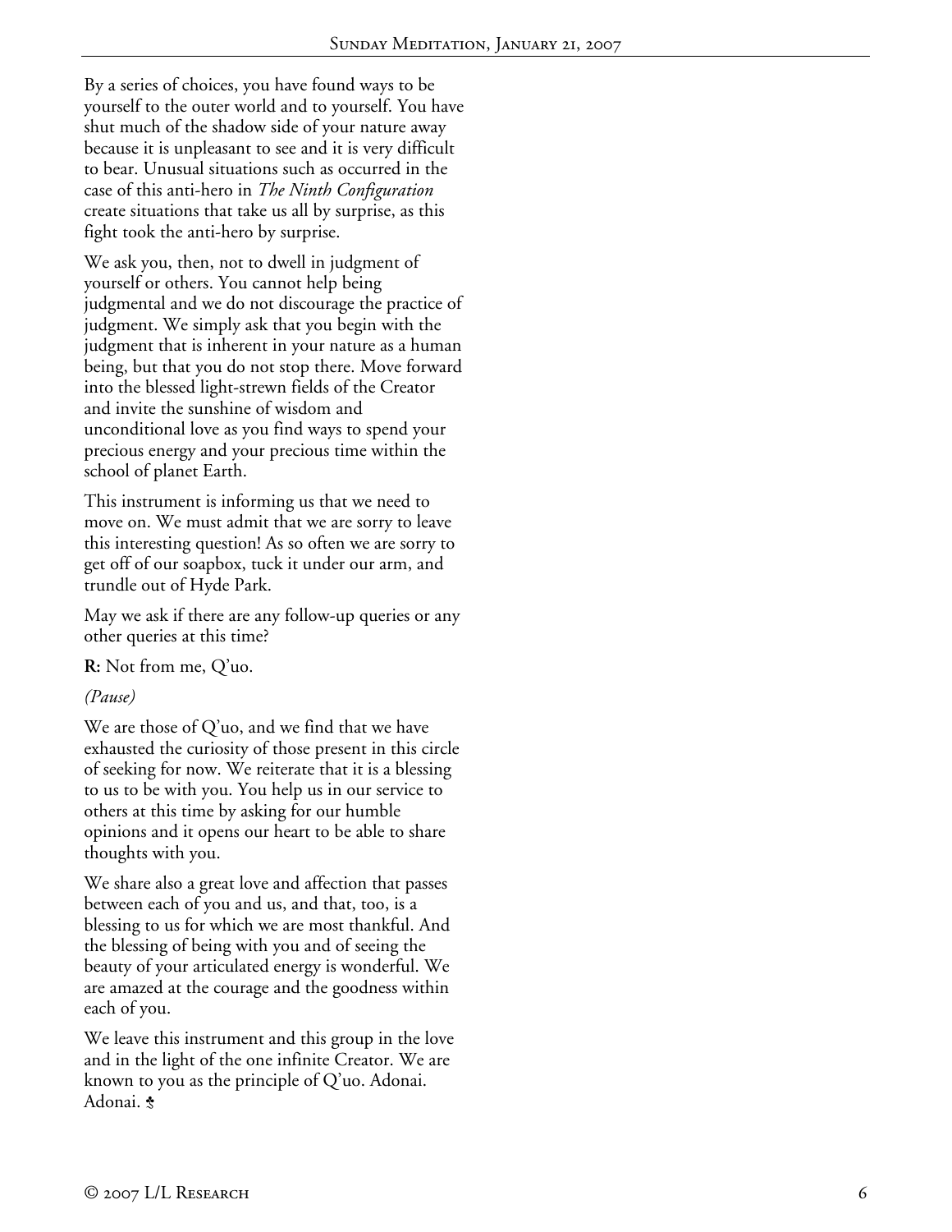By a series of choices, you have found ways to be yourself to the outer world and to yourself. You have shut much of the shadow side of your nature away because it is unpleasant to see and it is very difficult to bear. Unusual situations such as occurred in the case of this anti-hero in *The Ninth Configuration* create situations that take us all by surprise, as this fight took the anti-hero by surprise.

We ask you, then, not to dwell in judgment of yourself or others. You cannot help being judgmental and we do not discourage the practice of judgment. We simply ask that you begin with the judgment that is inherent in your nature as a human being, but that you do not stop there. Move forward into the blessed light-strewn fields of the Creator and invite the sunshine of wisdom and unconditional love as you find ways to spend your precious energy and your precious time within the school of planet Earth.

This instrument is informing us that we need to move on. We must admit that we are sorry to leave this interesting question! As so often we are sorry to get off of our soapbox, tuck it under our arm, and trundle out of Hyde Park.

May we ask if there are any follow-up queries or any other queries at this time?

**R:** Not from me, Q'uo.

*(Pause)*

We are those of Q'uo, and we find that we have exhausted the curiosity of those present in this circle of seeking for now. We reiterate that it is a blessing to us to be with you. You help us in our service to others at this time by asking for our humble opinions and it opens our heart to be able to share thoughts with you.

We share also a great love and affection that passes between each of you and us, and that, too, is a blessing to us for which we are most thankful. And the blessing of being with you and of seeing the beauty of your articulated energy is wonderful. We are amazed at the courage and the goodness within each of you.

We leave this instrument and this group in the love and in the light of the one infinite Creator. We are known to you as the principle of Q'uo. Adonai. Adonai.

© 2007 L/L Research